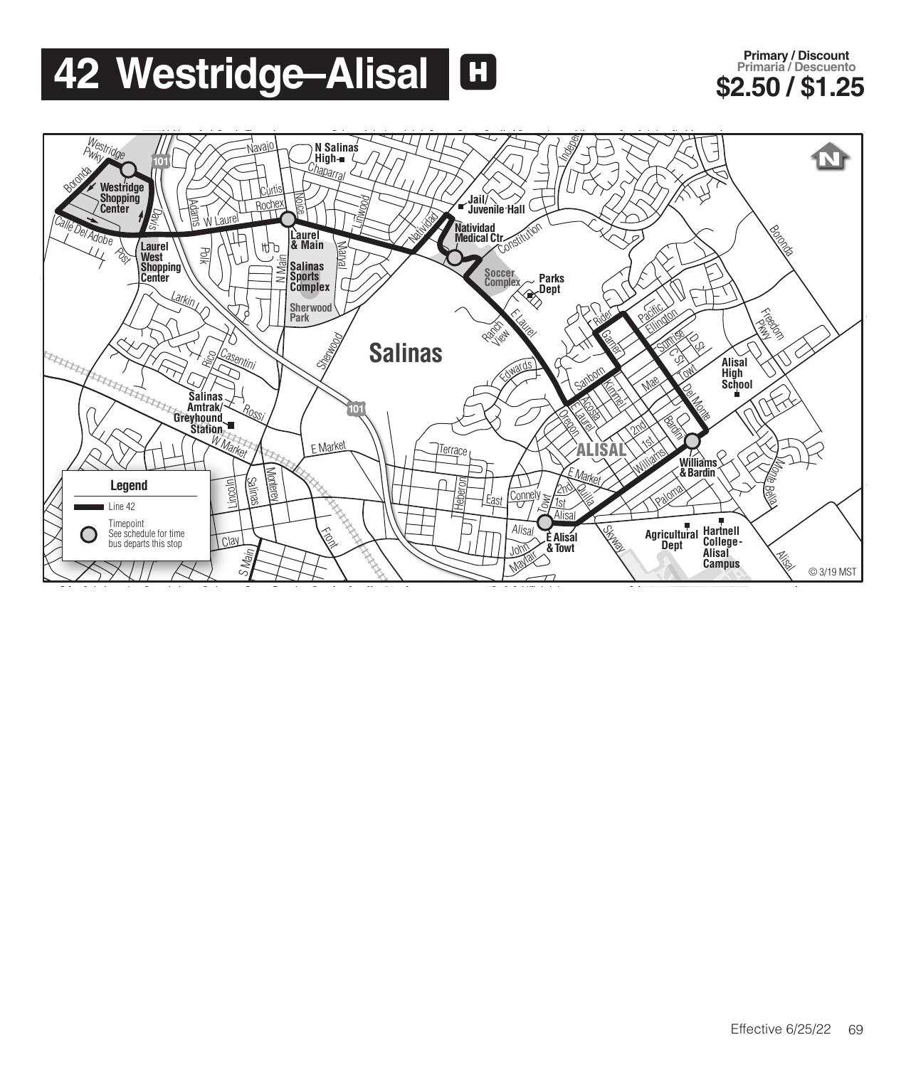# 42 Westridge–Alisal

**Primary / Discount**
**Primaria / Descuento**
**$2.50 / $1.25**

**Legend**

- Line 42
- Timepoint — See schedule for time bus departs this stop

Timepoints:

- Westridge Shopping Center
- Laurel & Main
- Natividad Medical Ctr.
- Williams & Bardin
- E Alisal & Towt

© 3/19 MST

Effective 6/25/22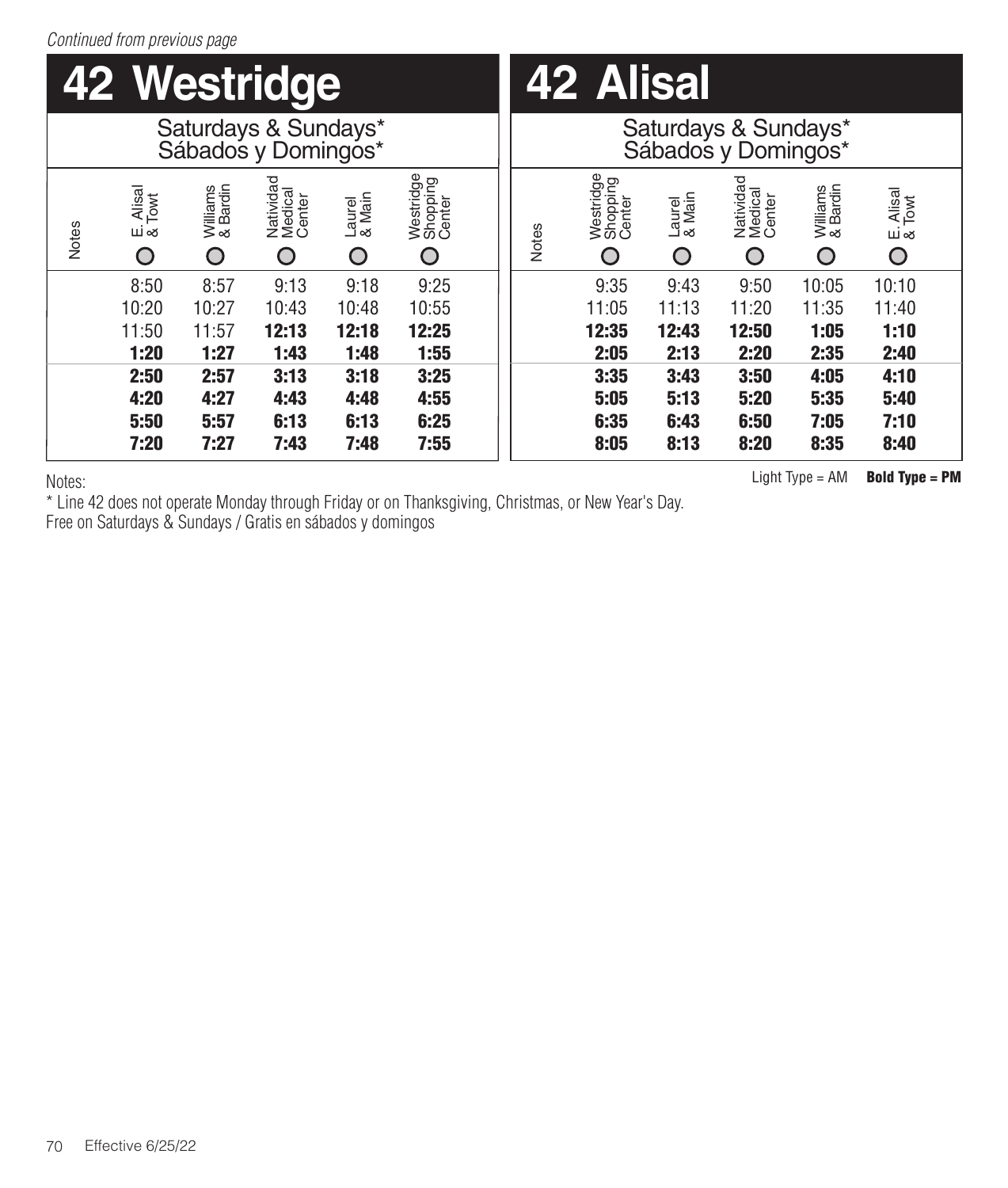*Continued from previous page*

# 42 Westridge

## Saturdays & Sundays* Sábados y Domingos*

| Notes | E. Alisal & Towt | Williams & Bardin | Natividad Medical Center | Laurel & Main | Westridge Shopping Center |
|---|---|---|---|---|---|
| | 8:50 | 8:57 | 9:13 | 9:18 | 9:25 |
| | 10:20 | 10:27 | 10:43 | 10:48 | 10:55 |
| | 11:50 | 11:57 | **12:13** | **12:18** | **12:25** |
| | **1:20** | **1:27** | **1:43** | **1:48** | **1:55** |
| | **2:50** | **2:57** | **3:13** | **3:18** | **3:25** |
| | **4:20** | **4:27** | **4:43** | **4:48** | **4:55** |
| | **5:50** | **5:57** | **6:13** | **6:13** | **6:25** |
| | **7:20** | **7:27** | **7:43** | **7:48** | **7:55** |

# 42 Alisal

## Saturdays & Sundays* Sábados y Domingos*

| Notes | Westridge Shopping Center | Laurel & Main | Natividad Medical Center | Williams & Bardin | E. Alisal & Towt |
|---|---|---|---|---|---|
| | 9:35 | 9:43 | 9:50 | 10:05 | 10:10 |
| | 11:05 | 11:13 | 11:20 | 11:35 | 11:40 |
| | **12:35** | **12:43** | **12:50** | **1:05** | **1:10** |
| | **2:05** | **2:13** | **2:20** | **2:35** | **2:40** |
| | **3:35** | **3:43** | **3:50** | **4:05** | **4:10** |
| | **5:05** | **5:13** | **5:20** | **5:35** | **5:40** |
| | **6:35** | **6:43** | **6:50** | **7:05** | **7:10** |
| | **8:05** | **8:13** | **8:20** | **8:35** | **8:40** |

Light Type = AM **Bold Type = PM**

Notes:

* Line 42 does not operate Monday through Friday or on Thanksgiving, Christmas, or New Year's Day.

Free on Saturdays & Sundays / Gratis en sábados y domingos

Effective 6/25/22